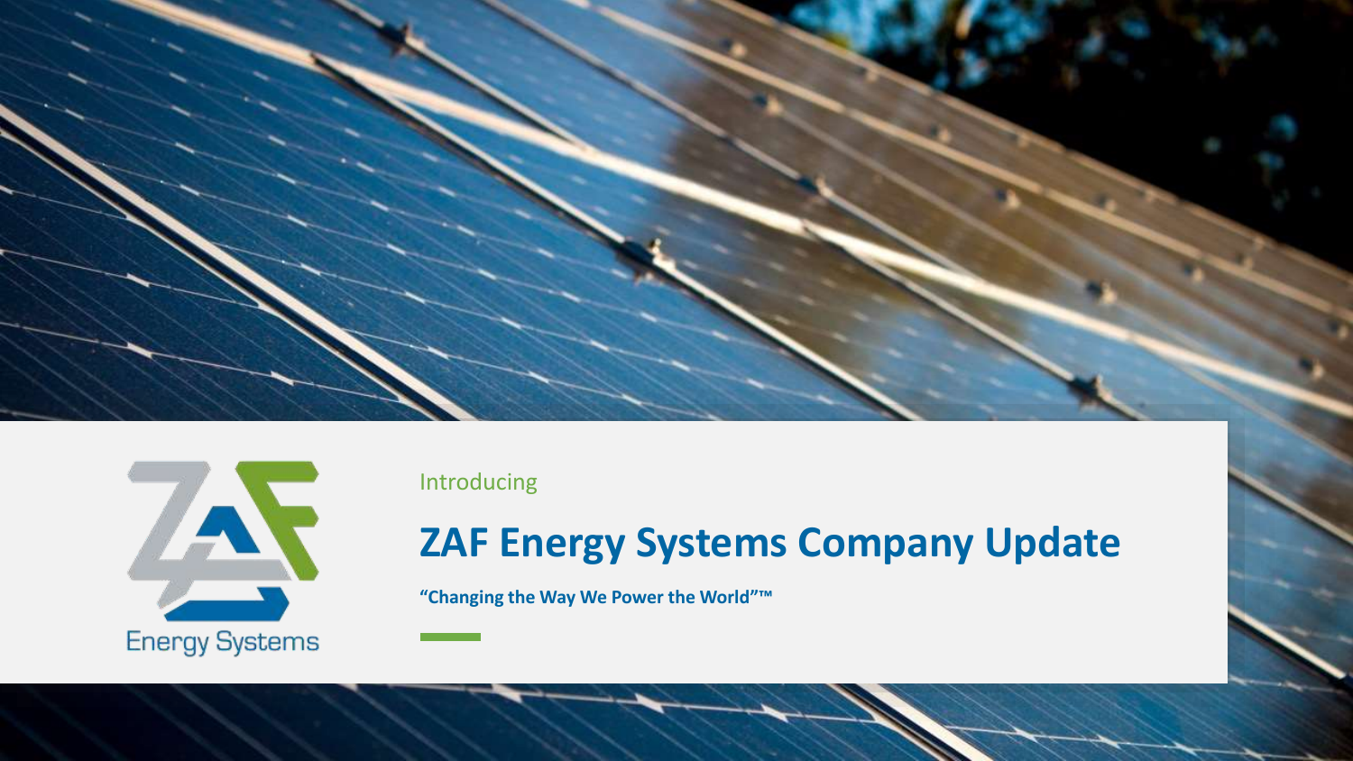Energy Systems

Introducing

# ZAF Energy Systems Company Update

**"Changing the Way We Power the World"™**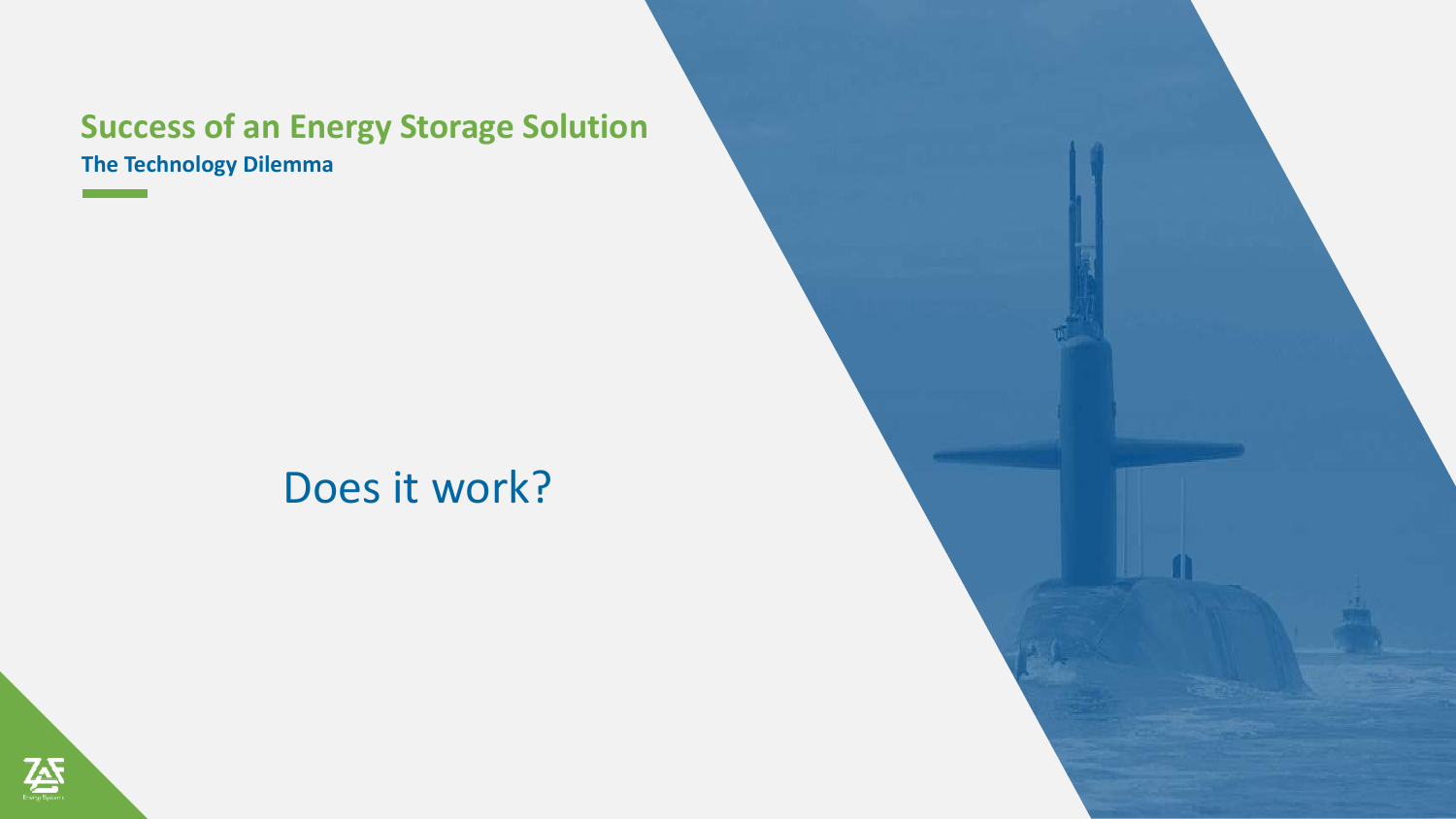## Success of an Energy Storage Solution

**The Technology Dilemma**

Does it work?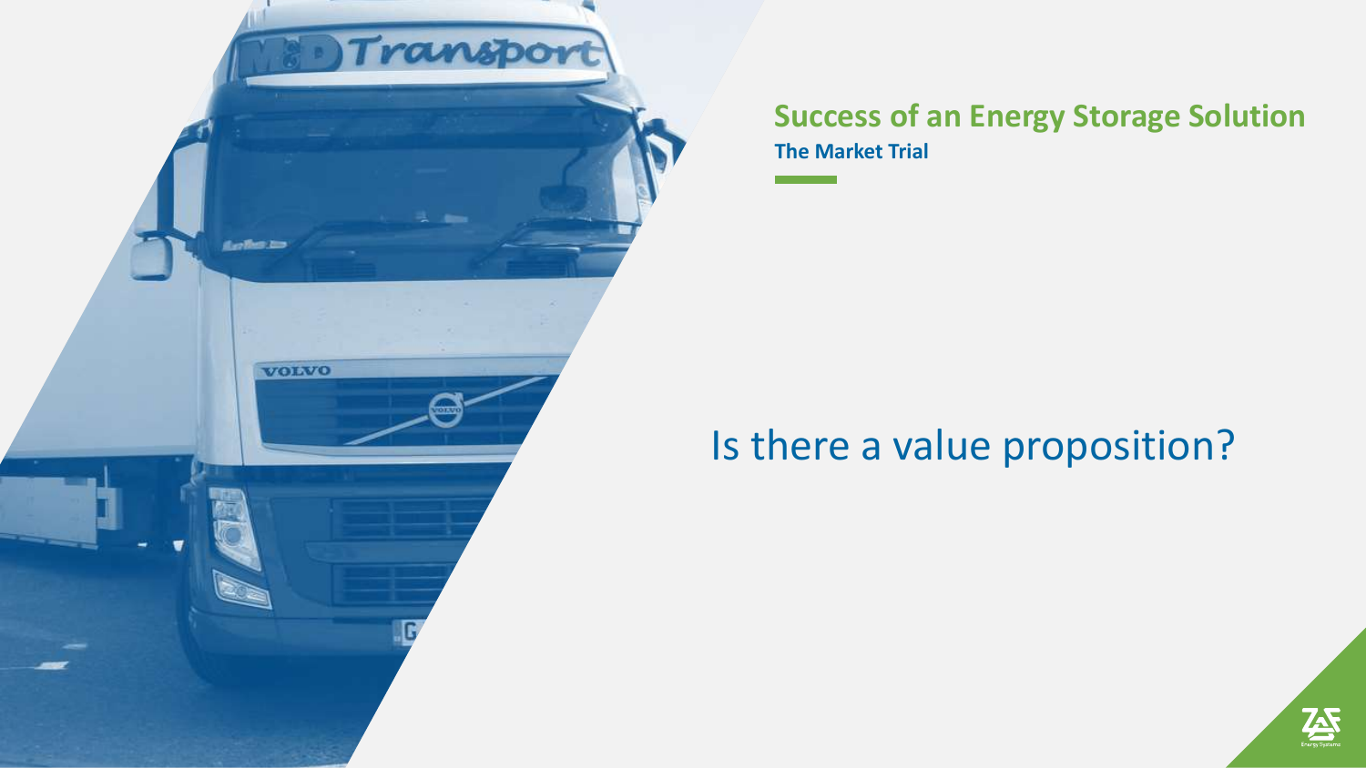## Success of an Energy Storage Solution

**The Market Trial**

# Is there a value proposition?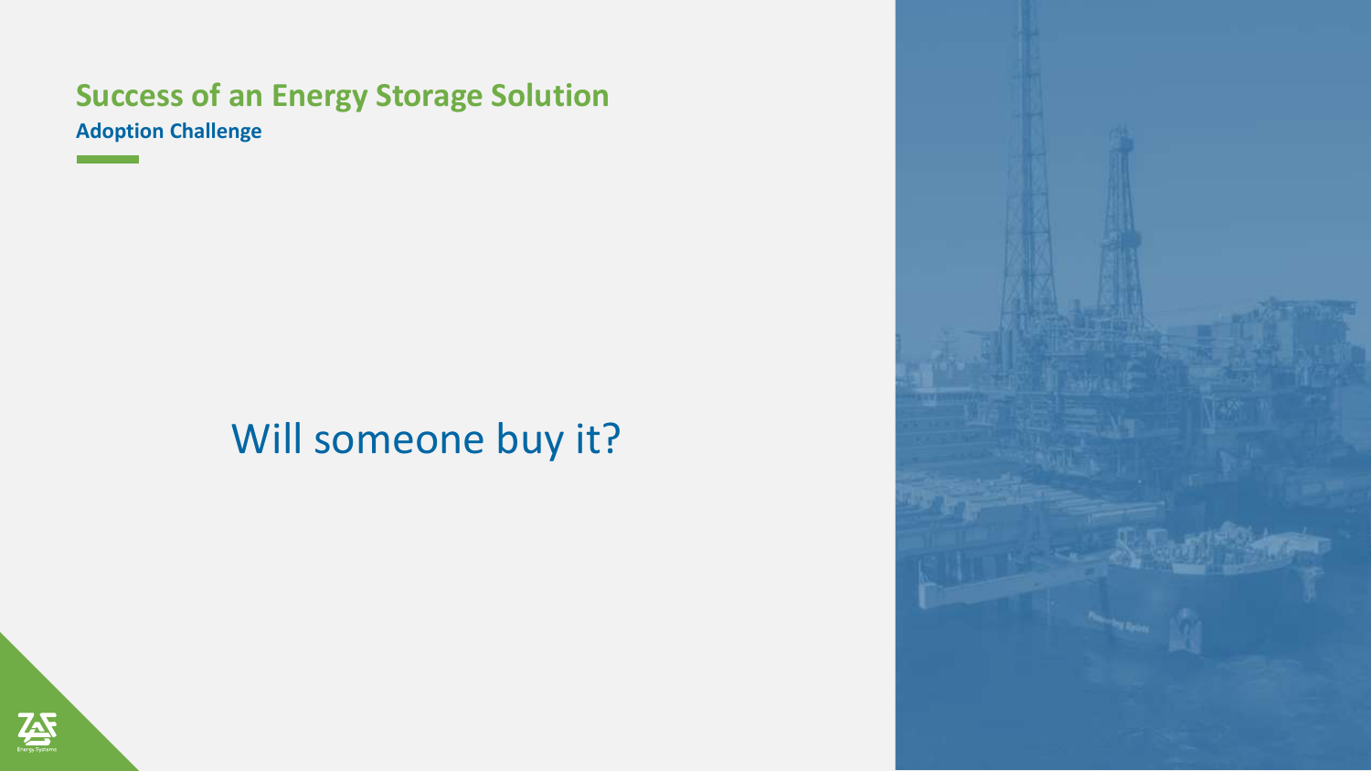## Success of an Energy Storage Solution

**Adoption Challenge**

Will someone buy it?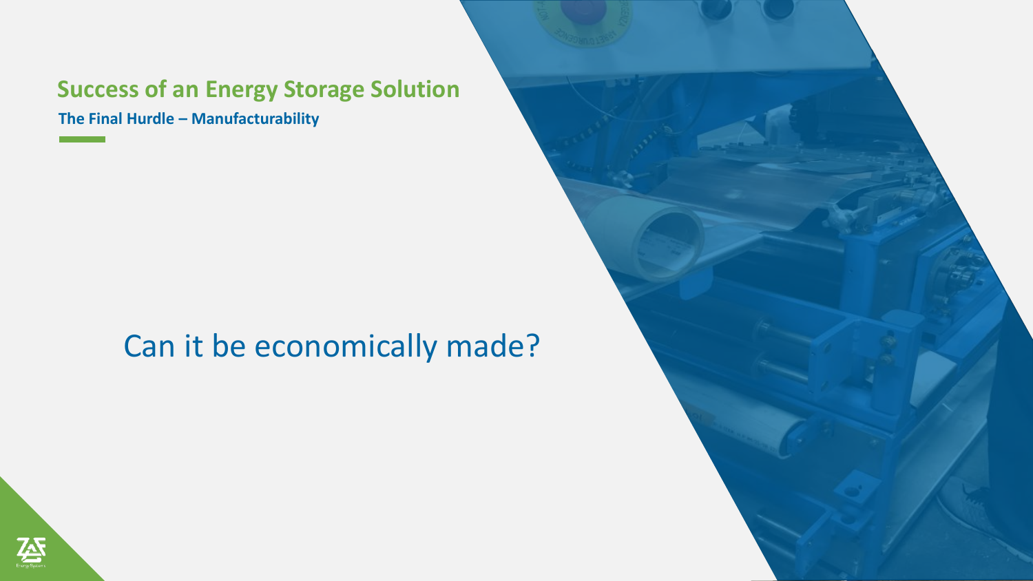## Success of an Energy Storage Solution

**The Final Hurdle – Manufacturability**

Can it be economically made?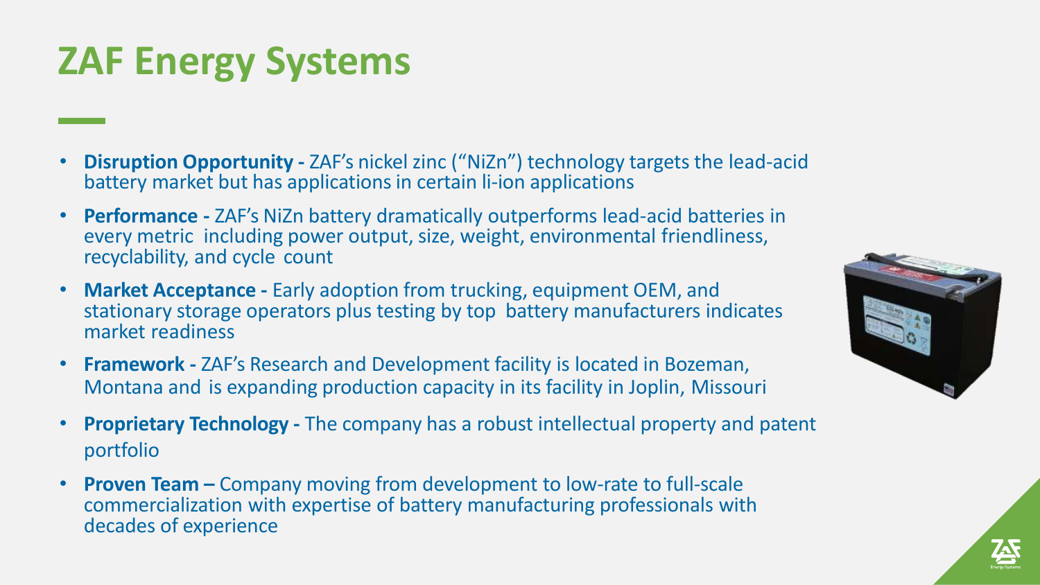# ZAF Energy Systems

- **Disruption Opportunity -** ZAF's nickel zinc ("NiZn") technology targets the lead-acid battery market but has applications in certain li-ion applications
- **Performance -** ZAF's NiZn battery dramatically outperforms lead-acid batteries in every metric including power output, size, weight, environmental friendliness, recyclability, and cycle count
- **Market Acceptance -** Early adoption from trucking, equipment OEM, and stationary storage operators plus testing by top battery manufacturers indicates market readiness
- **Framework -** ZAF's Research and Development facility is located in Bozeman, Montana and is expanding production capacity in its facility in Joplin, Missouri
- **Proprietary Technology -** The company has a robust intellectual property and patent portfolio
- **Proven Team –** Company moving from development to low-rate to full-scale commercialization with expertise of battery manufacturing professionals with decades of experience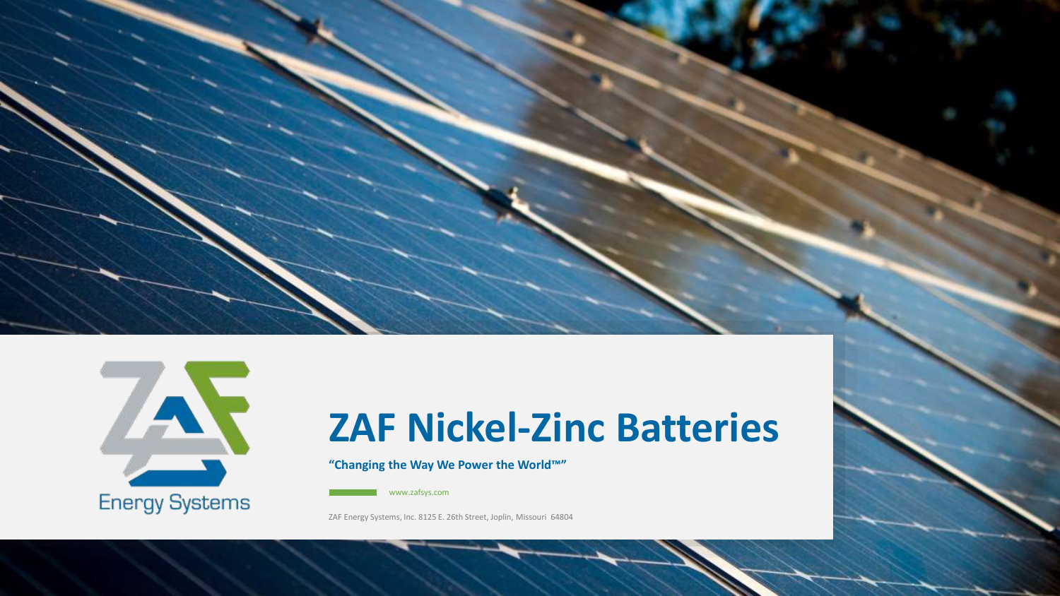Energy Systems

# ZAF Nickel-Zinc Batteries

**“Changing the Way We Power the World™”**

www.zafsys.com

ZAF Energy Systems, Inc. 8125 E. 26th Street, Joplin, Missouri 64804